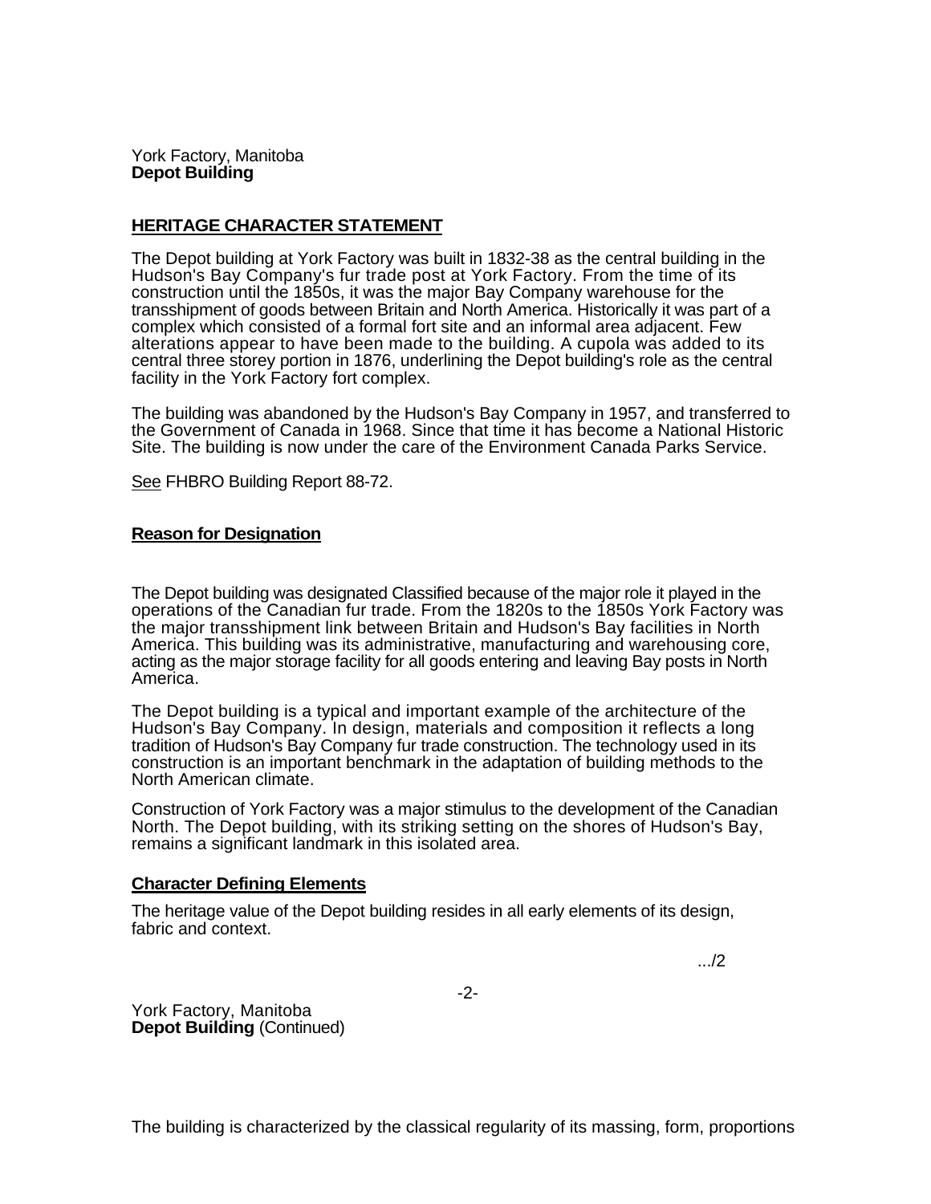York Factory, Manitoba
**Depot Building**

## HERITAGE CHARACTER STATEMENT

The Depot building at York Factory was built in 1832-38 as the central building in the Hudson's Bay Company's fur trade post at York Factory. From the time of its construction until the 1850s, it was the major Bay Company warehouse for the transshipment of goods between Britain and North America. Historically it was part of a complex which consisted of a formal fort site and an informal area adjacent. Few alterations appear to have been made to the building. A cupola was added to its central three storey portion in 1876, underlining the Depot building's role as the central facility in the York Factory fort complex.

The building was abandoned by the Hudson's Bay Company in 1957, and transferred to the Government of Canada in 1968. Since that time it has become a National Historic Site. The building is now under the care of the Environment Canada Parks Service.

See FHBRO Building Report 88-72.

### Reason for Designation

The Depot building was designated Classified because of the major role it played in the operations of the Canadian fur trade. From the 1820s to the 1850s York Factory was the major transshipment link between Britain and Hudson's Bay facilities in North America. This building was its administrative, manufacturing and warehousing core, acting as the major storage facility for all goods entering and leaving Bay posts in North America.

The Depot building is a typical and important example of the architecture of the Hudson's Bay Company. In design, materials and composition it reflects a long tradition of Hudson's Bay Company fur trade construction. The technology used in its construction is an important benchmark in the adaptation of building methods to the North American climate.

Construction of York Factory was a major stimulus to the development of the Canadian North. The Depot building, with its striking setting on the shores of Hudson's Bay, remains a significant landmark in this isolated area.

### Character Defining Elements

The heritage value of the Depot building resides in all early elements of its design, fabric and context.

.../2

York Factory, Manitoba
**Depot Building** (Continued)

The building is characterized by the classical regularity of its massing, form, proportions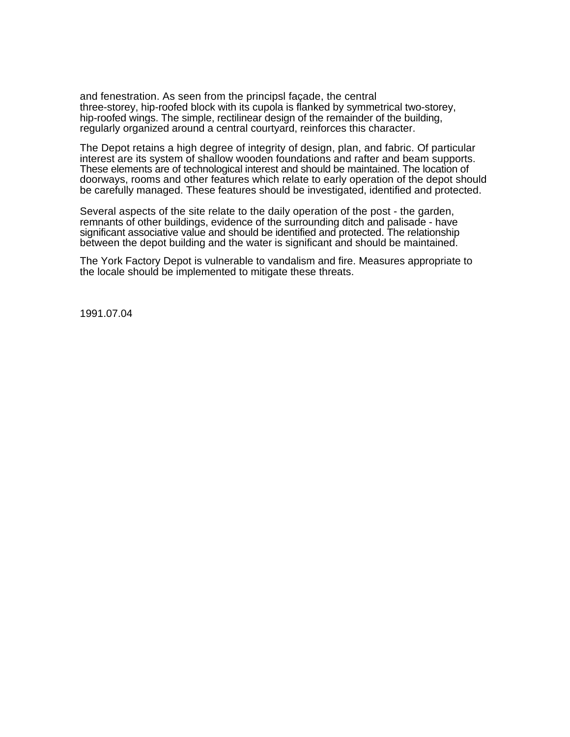and fenestration. As seen from the principsl façade, the central three-storey, hip-roofed block with its cupola is flanked by symmetrical two-storey, hip-roofed wings. The simple, rectilinear design of the remainder of the building, regularly organized around a central courtyard, reinforces this character.

The Depot retains a high degree of integrity of design, plan, and fabric. Of particular interest are its system of shallow wooden foundations and rafter and beam supports. These elements are of technological interest and should be maintained. The location of doorways, rooms and other features which relate to early operation of the depot should be carefully managed. These features should be investigated, identified and protected.

Several aspects of the site relate to the daily operation of the post - the garden, remnants of other buildings, evidence of the surrounding ditch and palisade - have significant associative value and should be identified and protected. The relationship between the depot building and the water is significant and should be maintained.

The York Factory Depot is vulnerable to vandalism and fire. Measures appropriate to the locale should be implemented to mitigate these threats.

1991.07.04